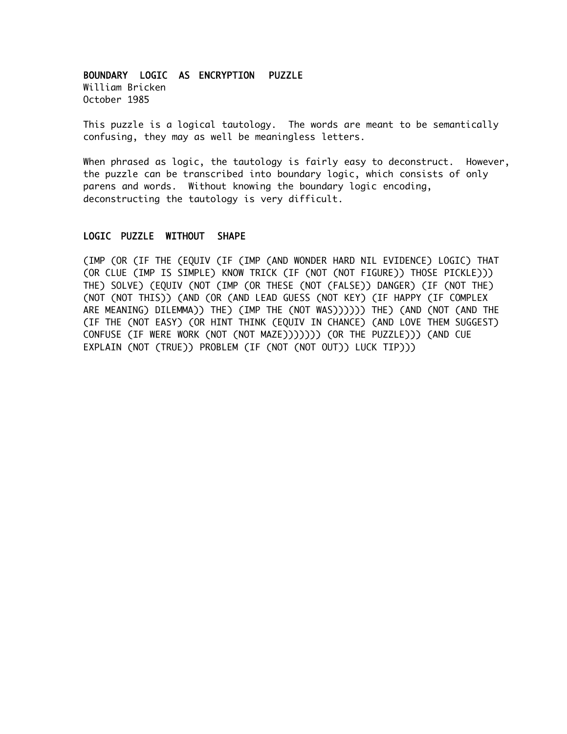# BOUNDARY LOGIC AS ENCRYPTION PUZZLE

William Bricken
October 1985

This puzzle is a logical tautology. The words are meant to be semantically confusing, they may as well be meaningless letters.

When phrased as logic, the tautology is fairly easy to deconstruct. However, the puzzle can be transcribed into boundary logic, which consists of only parens and words. Without knowing the boundary logic encoding, deconstructing the tautology is very difficult.

## LOGIC PUZZLE WITHOUT SHAPE

```
(IMP (OR (IF THE (EQUIV (IF (IMP (AND WONDER HARD NIL EVIDENCE) LOGIC) THAT
(OR CLUE (IMP IS SIMPLE) KNOW TRICK (IF (NOT (NOT FIGURE)) THOSE PICKLE)))
THE) SOLVE) (EQUIV (NOT (IMP (OR THESE (NOT (FALSE)) DANGER) (IF (NOT THE)
(NOT (NOT THIS)) (AND (OR (AND LEAD GUESS (NOT KEY) (IF HAPPY (IF COMPLEX
ARE MEANING) DILEMMA)) THE) (IMP THE (NOT WAS)))))) THE) (AND (NOT (AND THE
(IF THE (NOT EASY) (OR HINT THINK (EQUIV IN CHANCE) (AND LOVE THEM SUGGEST)
CONFUSE (IF WERE WORK (NOT (NOT MAZE))))))) (OR THE PUZZLE))) (AND CUE
EXPLAIN (NOT (TRUE)) PROBLEM (IF (NOT (NOT OUT)) LUCK TIP)))
```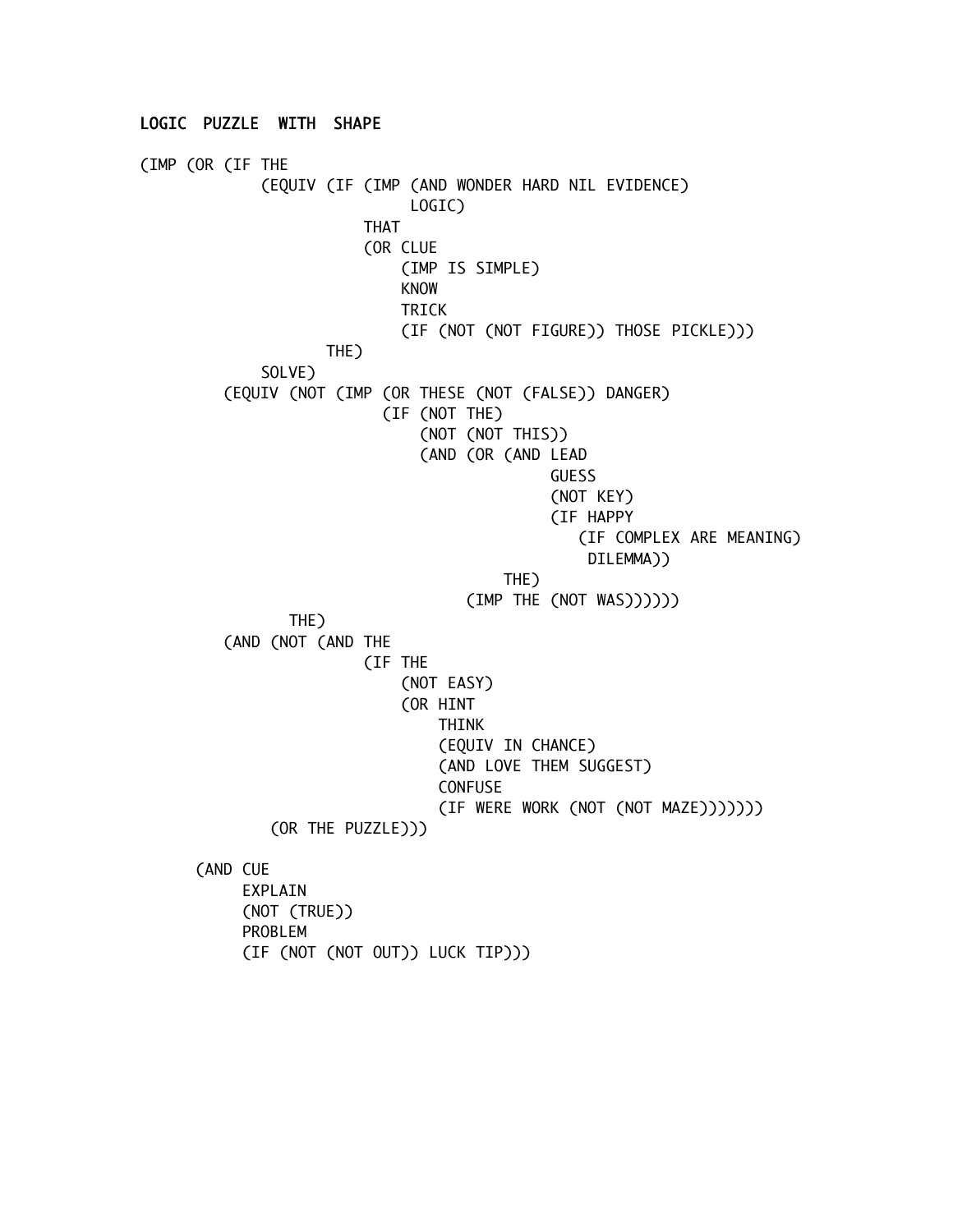LOGIC PUZZLE WITH SHAPE

```
(IMP (OR (IF THE
             (EQUIV (IF (IMP (AND WONDER HARD NIL EVIDENCE)
                              LOGIC)
                        THAT
                        (OR CLUE
                            (IMP IS SIMPLE)
                            KNOW
                            TRICK
                            (IF (NOT (NOT FIGURE)) THOSE PICKLE)))
                    THE)
             SOLVE)
         (EQUIV (NOT (IMP (OR THESE (NOT (FALSE)) DANGER)
                          (IF (NOT THE)
                              (NOT (NOT THIS))
                              (AND (OR (AND LEAD
                                            GUESS
                                            (NOT KEY)
                                            (IF HAPPY
                                               (IF COMPLEX ARE MEANING)
                                                DILEMMA))
                                       THE)
                                   (IMP THE (NOT WAS))))))
                THE)
         (AND (NOT (AND THE
                        (IF THE
                            (NOT EASY)
                            (OR HINT
                                THINK
                                (EQUIV IN CHANCE)
                                (AND LOVE THEM SUGGEST)
                                CONFUSE
                                (IF WERE WORK (NOT (NOT MAZE)))))))
              (OR THE PUZZLE)))

      (AND CUE
           EXPLAIN
           (NOT (TRUE))
           PROBLEM
           (IF (NOT (NOT OUT)) LUCK TIP)))
```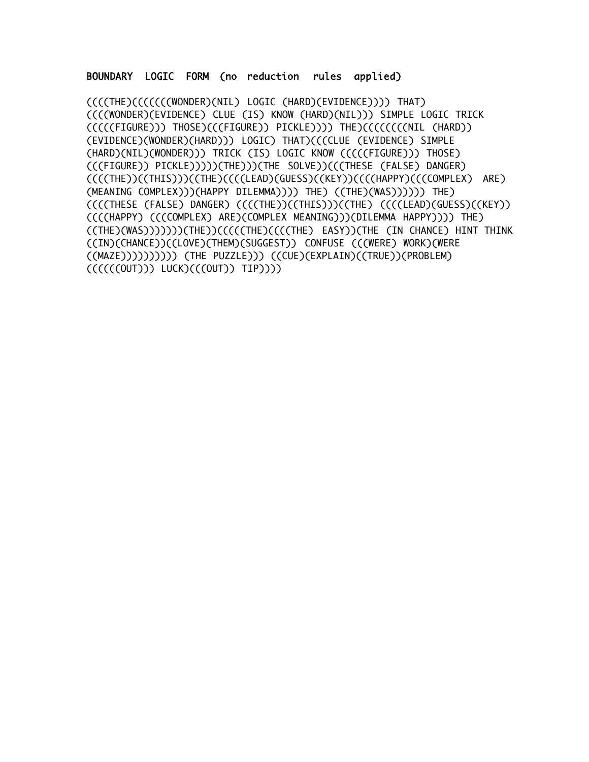BOUNDARY LOGIC FORM (no reduction rules applied)

```
((((THE)((((((WONDER)(NIL) LOGIC (HARD)(EVIDENCE)))) THAT)
((((WONDER)(EVIDENCE) CLUE (IS) KNOW (HARD)(NIL))) SIMPLE LOGIC TRICK
(((((FIGURE))) THOSE)(((FIGURE)) PICKLE)))) THE)(((((((NIL (HARD))
(EVIDENCE)(WONDER)(HARD))) LOGIC) THAT)(((CLUE (EVIDENCE) SIMPLE
(HARD)(NIL)(WONDER))) TRICK (IS) LOGIC KNOW (((((FIGURE))) THOSE)
(((FIGURE)) PICKLE)))))(THE)))(THE SOLVE))(((THESE (FALSE) DANGER)
((((THE))((THIS)))((THE)((((LEAD)(GUESS)((KEY))((((HAPPY)(((COMPLEX) ARE)
(MEANING COMPLEX)))(HAPPY DILEMMA)))) THE) ((THE)(WAS)))))) THE)
((((THESE (FALSE) DANGER) ((((THE))((THIS)))((THE) ((((LEAD)(GUESS)((KEY))
((((HAPPY) (((COMPLEX) ARE)(COMPLEX MEANING)))(DILEMMA HAPPY)))) THE)
((THE)(WAS)))))))(THE))(((((THE)((((THE) EASY))(THE (IN CHANCE) HINT THINK
((IN)(CHANCE))((LOVE)(THEM)(SUGGEST)) CONFUSE (((WERE) WORK)(WERE
((MAZE))))))))))) (THE PUZZLE))) ((CUE)(EXPLAIN)((TRUE))(PROBLEM)
((((((OUT))) LUCK)(((OUT)) TIP))))
```